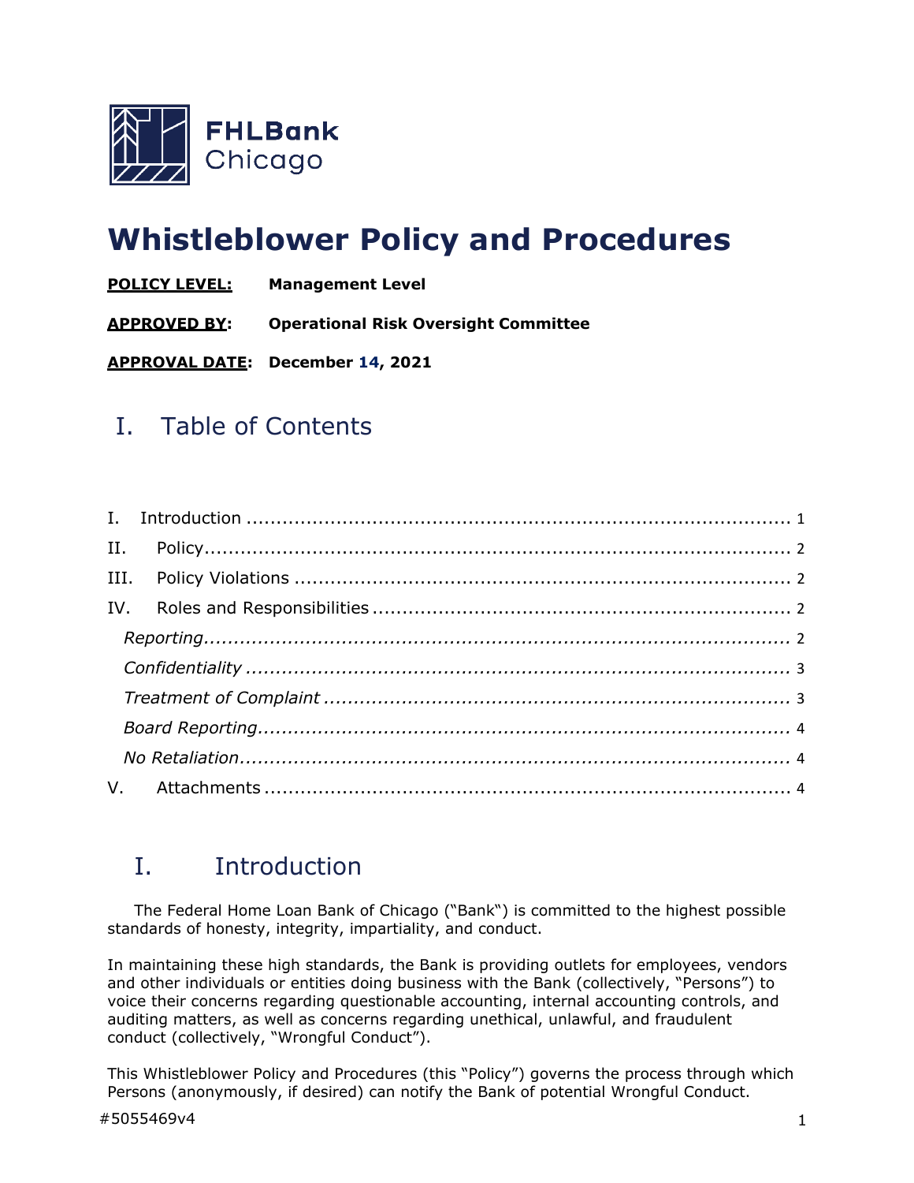FHLBank Chicago

# Whistleblower Policy and Procedures

**<u>POLICY LEVEL:</u>** **Management Level**

**<u>APPROVED BY</u>:** **Operational Risk Oversight Committee**

**<u>APPROVAL DATE</u>:** **December 14, 2021**

## I. Table of Contents

I. Introduction ........ 1
II. Policy ........ 2
III. Policy Violations ........ 2
IV. Roles and Responsibilities ........ 2
*Reporting* ........ 2
*Confidentiality* ........ 3
*Treatment of Complaint* ........ 3
*Board Reporting* ........ 4
*No Retaliation* ........ 4
V. Attachments ........ 4

## I. Introduction

The Federal Home Loan Bank of Chicago ("Bank") is committed to the highest possible standards of honesty, integrity, impartiality, and conduct.

In maintaining these high standards, the Bank is providing outlets for employees, vendors and other individuals or entities doing business with the Bank (collectively, "Persons") to voice their concerns regarding questionable accounting, internal accounting controls, and auditing matters, as well as concerns regarding unethical, unlawful, and fraudulent conduct (collectively, "Wrongful Conduct").

This Whistleblower Policy and Procedures (this "Policy") governs the process through which Persons (anonymously, if desired) can notify the Bank of potential Wrongful Conduct.

#5055469v4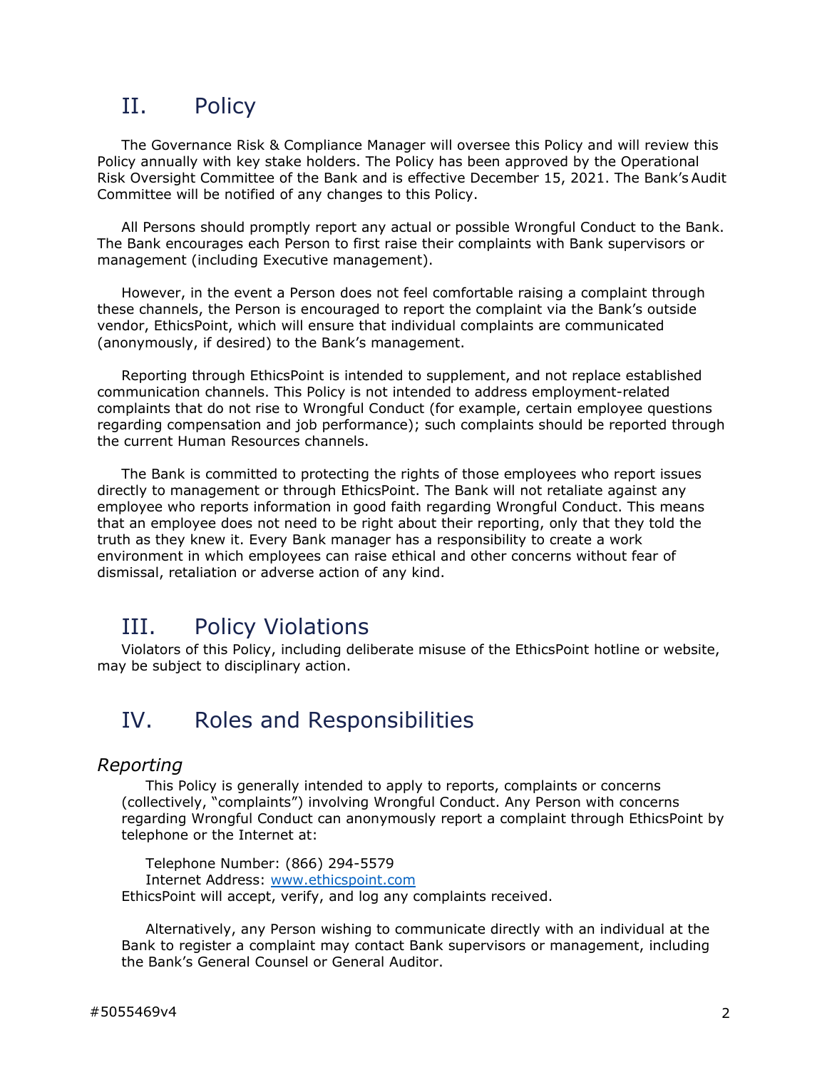## II. Policy

The Governance Risk & Compliance Manager will oversee this Policy and will review this Policy annually with key stake holders. The Policy has been approved by the Operational Risk Oversight Committee of the Bank and is effective December 15, 2021. The Bank's Audit Committee will be notified of any changes to this Policy.

All Persons should promptly report any actual or possible Wrongful Conduct to the Bank. The Bank encourages each Person to first raise their complaints with Bank supervisors or management (including Executive management).

However, in the event a Person does not feel comfortable raising a complaint through these channels, the Person is encouraged to report the complaint via the Bank's outside vendor, EthicsPoint, which will ensure that individual complaints are communicated (anonymously, if desired) to the Bank's management.

Reporting through EthicsPoint is intended to supplement, and not replace established communication channels. This Policy is not intended to address employment-related complaints that do not rise to Wrongful Conduct (for example, certain employee questions regarding compensation and job performance); such complaints should be reported through the current Human Resources channels.

The Bank is committed to protecting the rights of those employees who report issues directly to management or through EthicsPoint. The Bank will not retaliate against any employee who reports information in good faith regarding Wrongful Conduct. This means that an employee does not need to be right about their reporting, only that they told the truth as they knew it. Every Bank manager has a responsibility to create a work environment in which employees can raise ethical and other concerns without fear of dismissal, retaliation or adverse action of any kind.

## III. Policy Violations

Violators of this Policy, including deliberate misuse of the EthicsPoint hotline or website, may be subject to disciplinary action.

## IV. Roles and Responsibilities

### *Reporting*

This Policy is generally intended to apply to reports, complaints or concerns (collectively, "complaints") involving Wrongful Conduct. Any Person with concerns regarding Wrongful Conduct can anonymously report a complaint through EthicsPoint by telephone or the Internet at:

Telephone Number: (866) 294-5579
Internet Address: www.ethicspoint.com
EthicsPoint will accept, verify, and log any complaints received.

Alternatively, any Person wishing to communicate directly with an individual at the Bank to register a complaint may contact Bank supervisors or management, including the Bank's General Counsel or General Auditor.

#5055469v4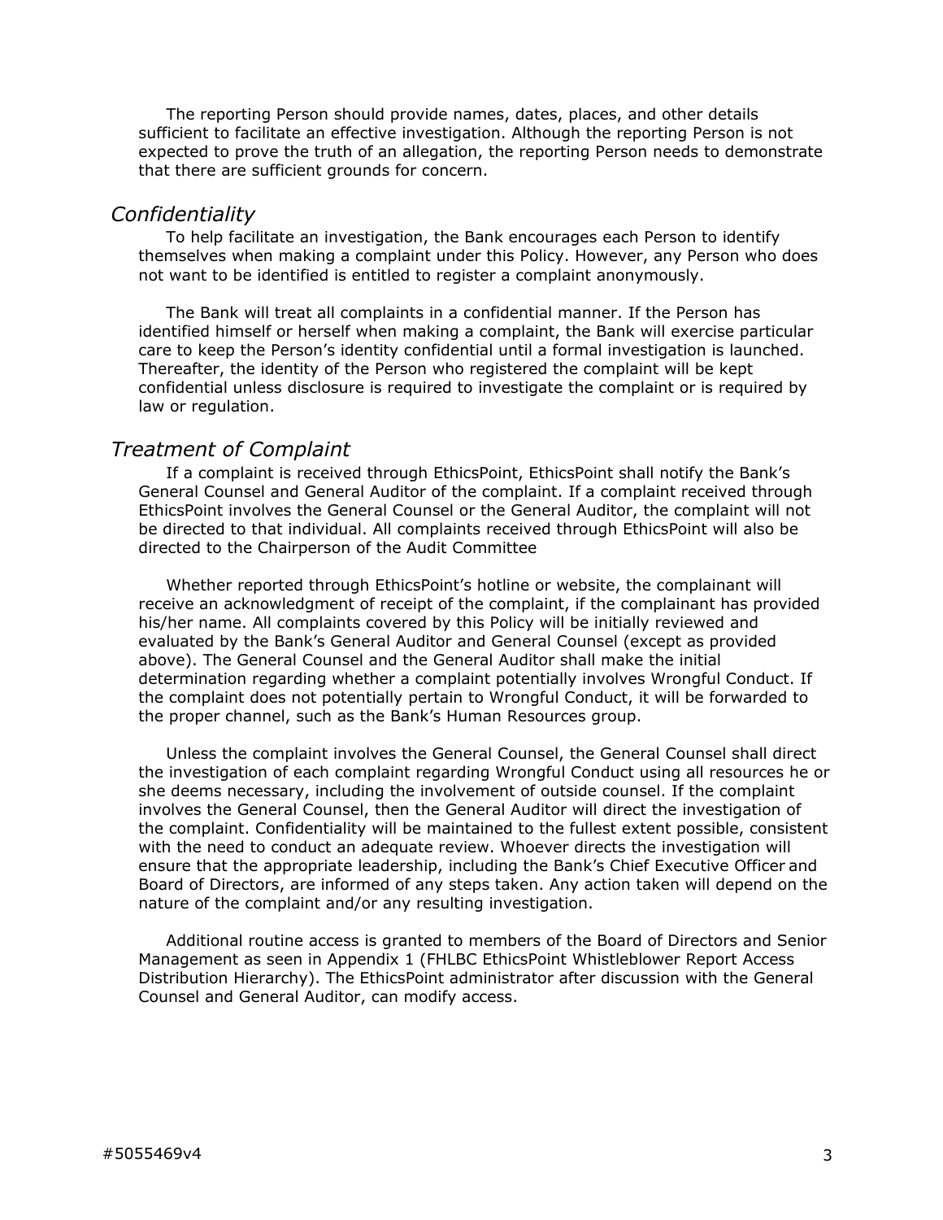The reporting Person should provide names, dates, places, and other details sufficient to facilitate an effective investigation. Although the reporting Person is not expected to prove the truth of an allegation, the reporting Person needs to demonstrate that there are sufficient grounds for concern.

## *Confidentiality*

To help facilitate an investigation, the Bank encourages each Person to identify themselves when making a complaint under this Policy. However, any Person who does not want to be identified is entitled to register a complaint anonymously.

The Bank will treat all complaints in a confidential manner. If the Person has identified himself or herself when making a complaint, the Bank will exercise particular care to keep the Person's identity confidential until a formal investigation is launched. Thereafter, the identity of the Person who registered the complaint will be kept confidential unless disclosure is required to investigate the complaint or is required by law or regulation.

## *Treatment of Complaint*

If a complaint is received through EthicsPoint, EthicsPoint shall notify the Bank's General Counsel and General Auditor of the complaint. If a complaint received through EthicsPoint involves the General Counsel or the General Auditor, the complaint will not be directed to that individual. All complaints received through EthicsPoint will also be directed to the Chairperson of the Audit Committee

Whether reported through EthicsPoint's hotline or website, the complainant will receive an acknowledgment of receipt of the complaint, if the complainant has provided his/her name. All complaints covered by this Policy will be initially reviewed and evaluated by the Bank's General Auditor and General Counsel (except as provided above). The General Counsel and the General Auditor shall make the initial determination regarding whether a complaint potentially involves Wrongful Conduct. If the complaint does not potentially pertain to Wrongful Conduct, it will be forwarded to the proper channel, such as the Bank's Human Resources group.

Unless the complaint involves the General Counsel, the General Counsel shall direct the investigation of each complaint regarding Wrongful Conduct using all resources he or she deems necessary, including the involvement of outside counsel. If the complaint involves the General Counsel, then the General Auditor will direct the investigation of the complaint. Confidentiality will be maintained to the fullest extent possible, consistent with the need to conduct an adequate review. Whoever directs the investigation will ensure that the appropriate leadership, including the Bank's Chief Executive Officer and Board of Directors, are informed of any steps taken. Any action taken will depend on the nature of the complaint and/or any resulting investigation.

Additional routine access is granted to members of the Board of Directors and Senior Management as seen in Appendix 1 (FHLBC EthicsPoint Whistleblower Report Access Distribution Hierarchy). The EthicsPoint administrator after discussion with the General Counsel and General Auditor, can modify access.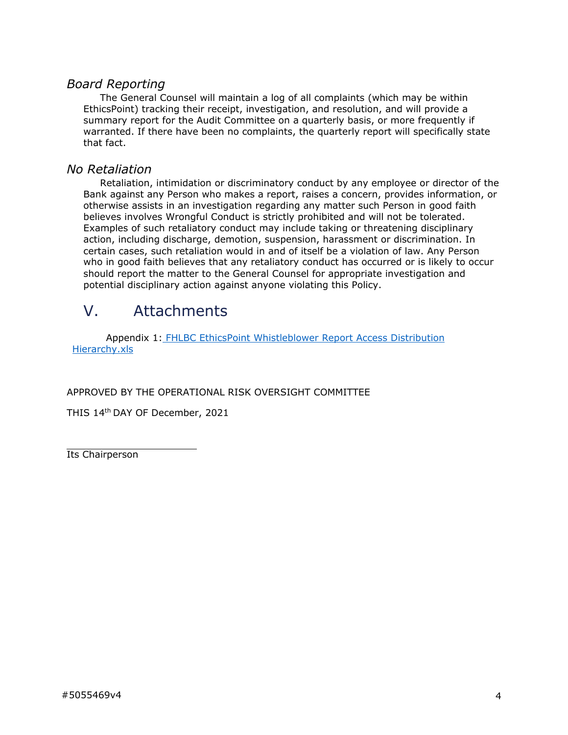### *Board Reporting*

The General Counsel will maintain a log of all complaints (which may be within EthicsPoint) tracking their receipt, investigation, and resolution, and will provide a summary report for the Audit Committee on a quarterly basis, or more frequently if warranted. If there have been no complaints, the quarterly report will specifically state that fact.

### *No Retaliation*

Retaliation, intimidation or discriminatory conduct by any employee or director of the Bank against any Person who makes a report, raises a concern, provides information, or otherwise assists in an investigation regarding any matter such Person in good faith believes involves Wrongful Conduct is strictly prohibited and will not be tolerated. Examples of such retaliatory conduct may include taking or threatening disciplinary action, including discharge, demotion, suspension, harassment or discrimination. In certain cases, such retaliation would in and of itself be a violation of law. Any Person who in good faith believes that any retaliatory conduct has occurred or is likely to occur should report the matter to the General Counsel for appropriate investigation and potential disciplinary action against anyone violating this Policy.

## V. Attachments

Appendix 1: FHLBC EthicsPoint Whistleblower Report Access Distribution Hierarchy.xls

APPROVED BY THE OPERATIONAL RISK OVERSIGHT COMMITTEE

THIS 14th DAY OF December, 2021

\_\_\_\_\_\_\_\_\_\_\_\_\_\_\_\_\_\_\_\_\_\_\_\_\_\_\_\_\_

Its Chairperson

#5055469v4